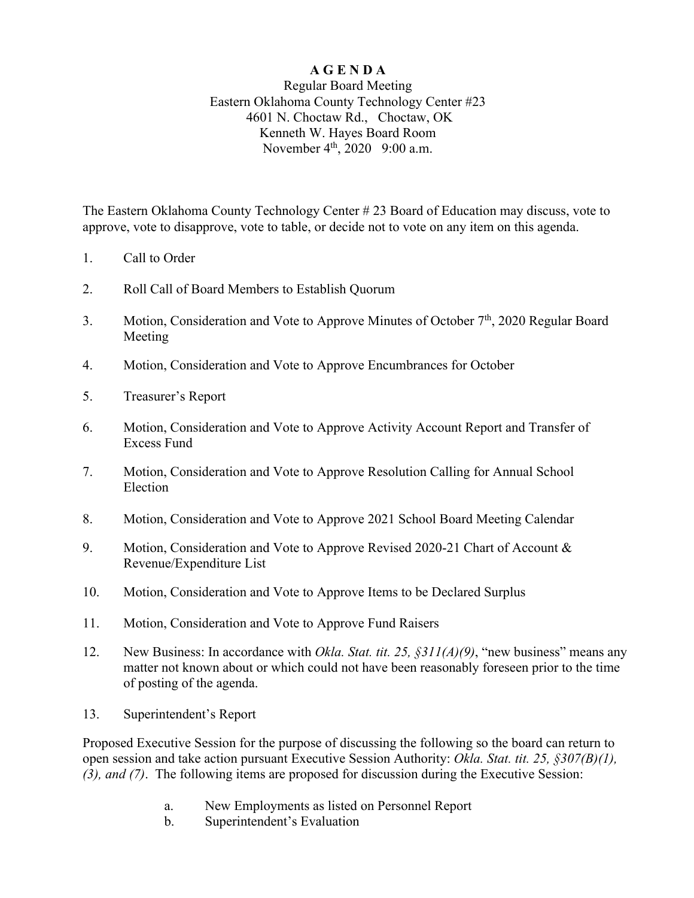# A G E N D A

Regular Board Meeting
Eastern Oklahoma County Technology Center #23
4601 N. Choctaw Rd., Choctaw, OK
Kenneth W. Hayes Board Room
November 4th, 2020 9:00 a.m.

The Eastern Oklahoma County Technology Center # 23 Board of Education may discuss, vote to approve, vote to disapprove, vote to table, or decide not to vote on any item on this agenda.

1. Call to Order

2. Roll Call of Board Members to Establish Quorum

3. Motion, Consideration and Vote to Approve Minutes of October 7th, 2020 Regular Board Meeting

4. Motion, Consideration and Vote to Approve Encumbrances for October

5. Treasurer's Report

6. Motion, Consideration and Vote to Approve Activity Account Report and Transfer of Excess Fund

7. Motion, Consideration and Vote to Approve Resolution Calling for Annual School Election

8. Motion, Consideration and Vote to Approve 2021 School Board Meeting Calendar

9. Motion, Consideration and Vote to Approve Revised 2020-21 Chart of Account & Revenue/Expenditure List

10. Motion, Consideration and Vote to Approve Items to be Declared Surplus

11. Motion, Consideration and Vote to Approve Fund Raisers

12. New Business: In accordance with *Okla. Stat. tit. 25, §311(A)(9)*, "new business" means any matter not known about or which could not have been reasonably foreseen prior to the time of posting of the agenda.

13. Superintendent's Report

Proposed Executive Session for the purpose of discussing the following so the board can return to open session and take action pursuant Executive Session Authority: *Okla. Stat. tit. 25, §307(B)(1), (3), and (7)*. The following items are proposed for discussion during the Executive Session:

a. New Employments as listed on Personnel Report
b. Superintendent's Evaluation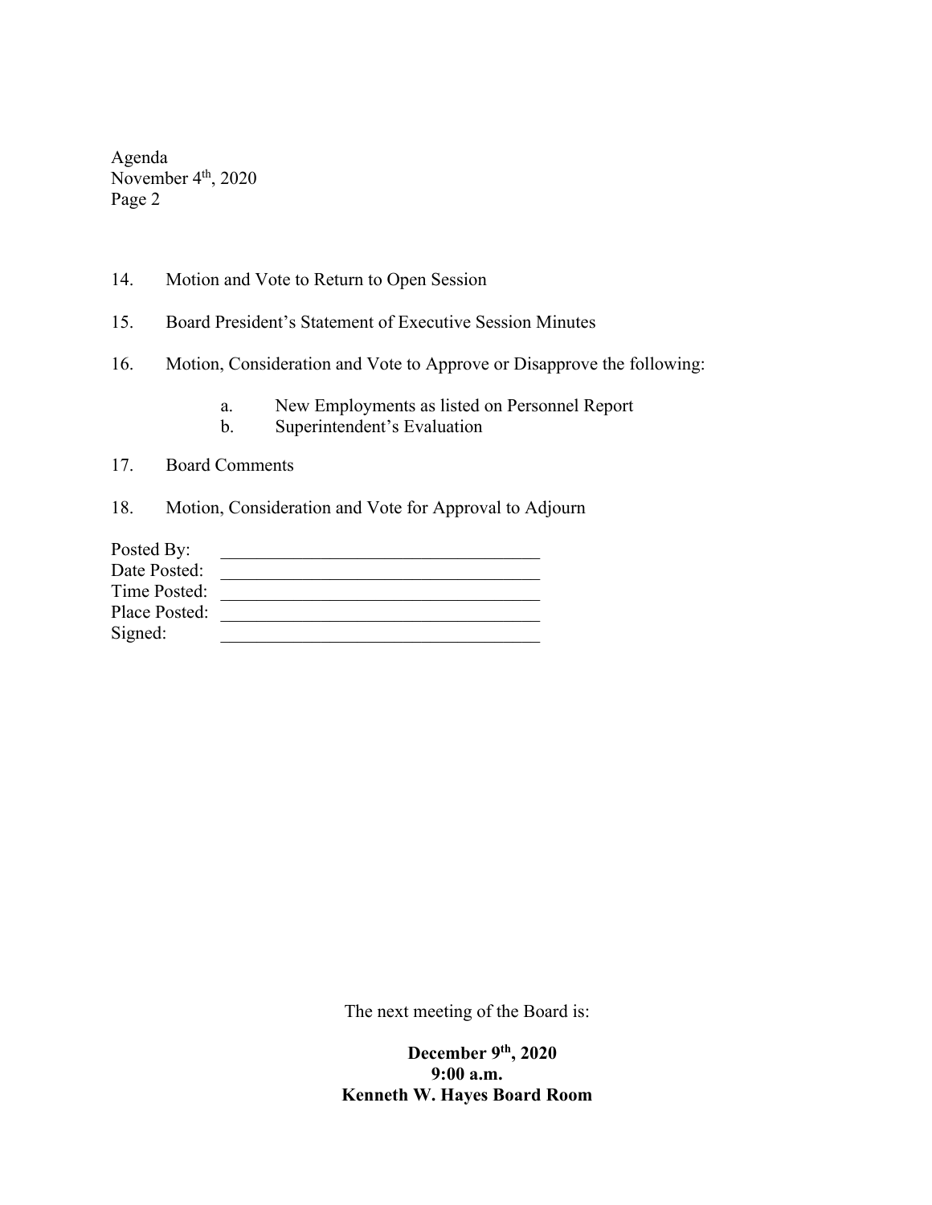14. Motion and Vote to Return to Open Session

15. Board President's Statement of Executive Session Minutes

16. Motion, Consideration and Vote to Approve or Disapprove the following:

    a. New Employments as listed on Personnel Report
    b. Superintendent's Evaluation

17. Board Comments

18. Motion, Consideration and Vote for Approval to Adjourn

Posted By: ____________________________________
Date Posted: ____________________________________
Time Posted: ____________________________________
Place Posted: ____________________________________
Signed: ____________________________________

The next meeting of the Board is:

**December 9th, 2020**
**9:00 a.m.**
**Kenneth W. Hayes Board Room**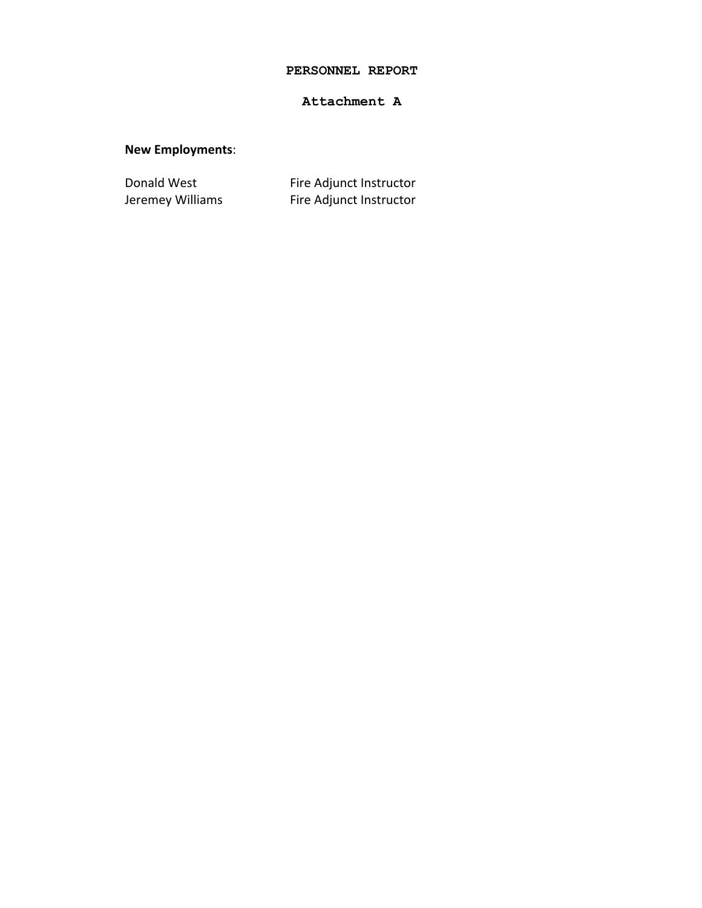# PERSONNEL REPORT

## Attachment A

**New Employments**:

| | |
|---|---|
| Donald West | Fire Adjunct Instructor |
| Jeremey Williams | Fire Adjunct Instructor |